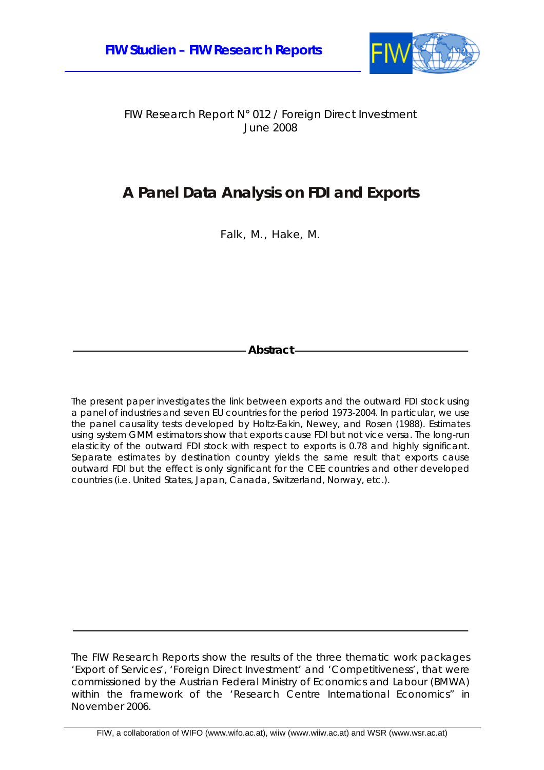**FIW Studien – FIW Research Reports**

FIW Research Report N° 012 / Foreign Direct Investment
June 2008

# A Panel Data Analysis on FDI and Exports

Falk, M., Hake, M.

## Abstract

The present paper investigates the link between exports and the outward FDI stock using a panel of industries and seven EU countries for the period 1973-2004. In particular, we use the panel causality tests developed by Holtz-Eakin, Newey, and Rosen (1988). Estimates using system GMM estimators show that exports cause FDI but not vice versa. The long-run elasticity of the outward FDI stock with respect to exports is 0.78 and highly significant. Separate estimates by destination country yields the same result that exports cause outward FDI but the effect is only significant for the CEE countries and other developed countries (i.e. United States, Japan, Canada, Switzerland, Norway, etc.).

---

The FIW Research Reports show the results of the three thematic work packages 'Export of Services', 'Foreign Direct Investment' and 'Competitiveness', that were commissioned by the Austrian Federal Ministry of Economics and Labour (BMWA) within the framework of the 'Research Centre International Economics" in November 2006.

FIW, a collaboration of WIFO (www.wifo.ac.at), wiiw (www.wiiw.ac.at) and WSR (www.wsr.ac.at)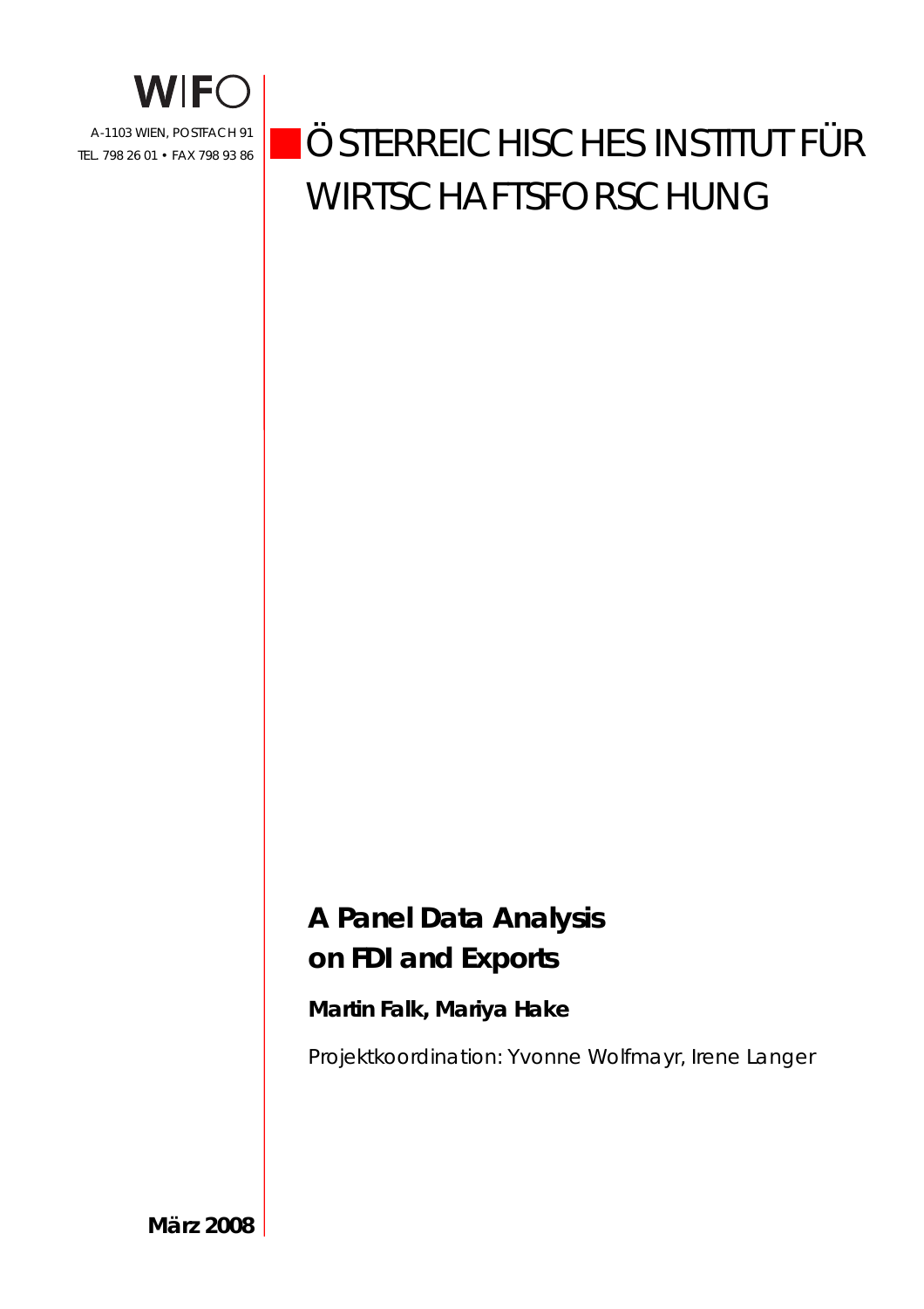# WIFO

A-1103 WIEN, POSTFACH 91
TEL. 798 26 01 • FAX 798 93 86

# ÖSTERREICHISCHES INSTITUT FÜR WIRTSCHAFTSFORSCHUNG

## A Panel Data Analysis on FDI and Exports

**Martin Falk, Mariya Hake**

Projektkoordination: Yvonne Wolfmayr, Irene Langer

**März 2008**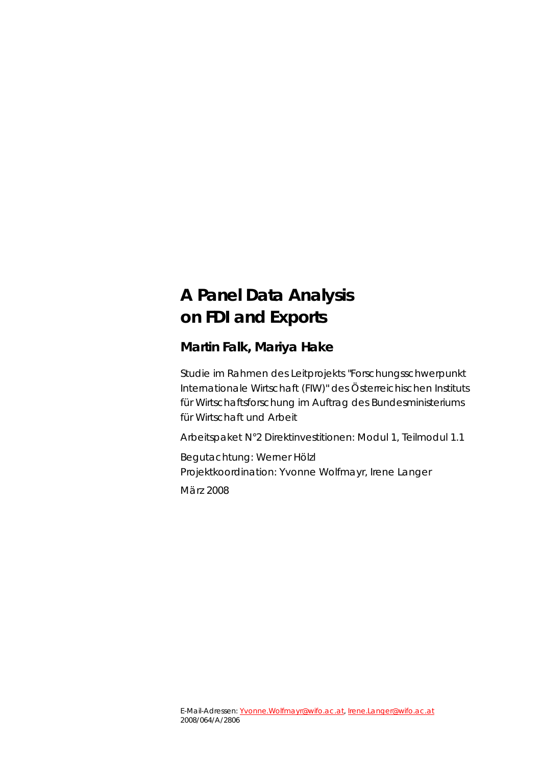# A Panel Data Analysis on FDI and Exports

## Martin Falk, Mariya Hake

Studie im Rahmen des Leitprojekts "Forschungsschwerpunkt Internationale Wirtschaft (FIW)" des Österreichischen Instituts für Wirtschaftsforschung im Auftrag des Bundesministeriums für Wirtschaft und Arbeit

Arbeitspaket N°2 Direktinvestitionen: Modul 1, Teilmodul 1.1

Begutachtung: Werner Hölzl
Projektkoordination: Yvonne Wolfmayr, Irene Langer

März 2008

E-Mail-Adressen: Yvonne.Wolfmayr@wifo.ac.at, Irene.Langer@wifo.ac.at
2008/064/A/2806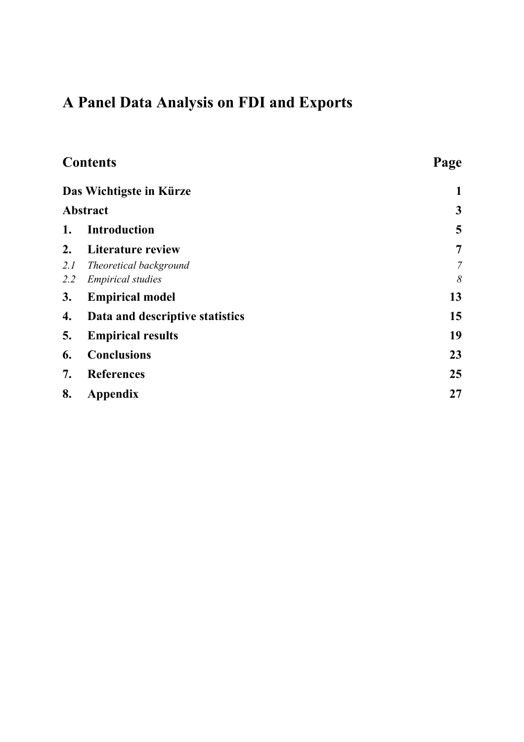# A Panel Data Analysis on FDI and Exports

| **Contents** | **Page** |
|---|---|
| **Das Wichtigste in Kürze** | **1** |
| **Abstract** | **3** |
| **1. Introduction** | **5** |
| **2. Literature review** | **7** |
| *2.1 Theoretical background* | *7* |
| *2.2 Empirical studies* | *8* |
| **3. Empirical model** | **13** |
| **4. Data and descriptive statistics** | **15** |
| **5. Empirical results** | **19** |
| **6. Conclusions** | **23** |
| **7. References** | **25** |
| **8. Appendix** | **27** |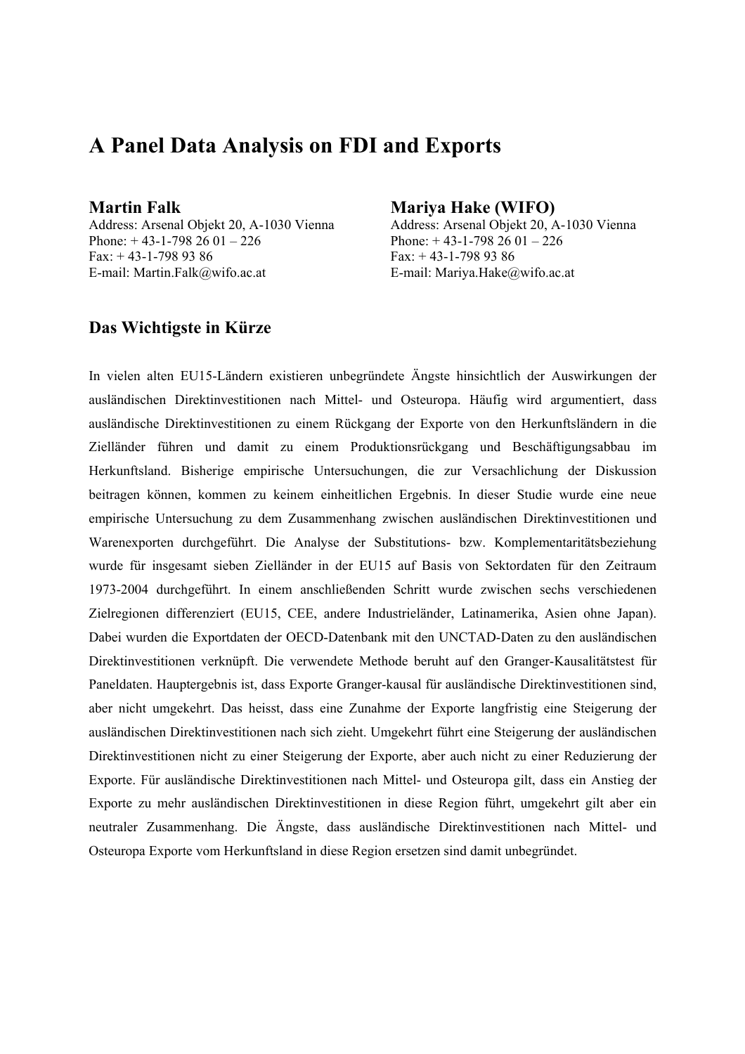# A Panel Data Analysis on FDI and Exports

**Martin Falk**
Address: Arsenal Objekt 20, A-1030 Vienna
Phone: + 43-1-798 26 01 – 226
Fax: + 43-1-798 93 86
E-mail: Martin.Falk@wifo.ac.at

**Mariya Hake (WIFO)**
Address: Arsenal Objekt 20, A-1030 Vienna
Phone: + 43-1-798 26 01 – 226
Fax: + 43-1-798 93 86
E-mail: Mariya.Hake@wifo.ac.at

## Das Wichtigste in Kürze

In vielen alten EU15-Ländern existieren unbegründete Ängste hinsichtlich der Auswirkungen der ausländischen Direktinvestitionen nach Mittel- und Osteuropa. Häufig wird argumentiert, dass ausländische Direktinvestitionen zu einem Rückgang der Exporte von den Herkunftsländern in die Zielländer führen und damit zu einem Produktionsrückgang und Beschäftigungsabbau im Herkunftsland. Bisherige empirische Untersuchungen, die zur Versachlichung der Diskussion beitragen können, kommen zu keinem einheitlichen Ergebnis. In dieser Studie wurde eine neue empirische Untersuchung zu dem Zusammenhang zwischen ausländischen Direktinvestitionen und Warenexporten durchgeführt. Die Analyse der Substitutions- bzw. Komplementaritätsbeziehung wurde für insgesamt sieben Zielländer in der EU15 auf Basis von Sektordaten für den Zeitraum 1973-2004 durchgeführt. In einem anschließenden Schritt wurde zwischen sechs verschiedenen Zielregionen differenziert (EU15, CEE, andere Industrieländer, Latinamerika, Asien ohne Japan). Dabei wurden die Exportdaten der OECD-Datenbank mit den UNCTAD-Daten zu den ausländischen Direktinvestitionen verknüpft. Die verwendete Methode beruht auf den Granger-Kausalitätstest für Paneldaten. Hauptergebnis ist, dass Exporte Granger-kausal für ausländische Direktinvestitionen sind, aber nicht umgekehrt. Das heisst, dass eine Zunahme der Exporte langfristig eine Steigerung der ausländischen Direktinvestitionen nach sich zieht. Umgekehrt führt eine Steigerung der ausländischen Direktinvestitionen nicht zu einer Steigerung der Exporte, aber auch nicht zu einer Reduzierung der Exporte. Für ausländische Direktinvestitionen nach Mittel- und Osteuropa gilt, dass ein Anstieg der Exporte zu mehr ausländischen Direktinvestitionen in diese Region führt, umgekehrt gilt aber ein neutraler Zusammenhang. Die Ängste, dass ausländische Direktinvestitionen nach Mittel- und Osteuropa Exporte vom Herkunftsland in diese Region ersetzen sind damit unbegründet.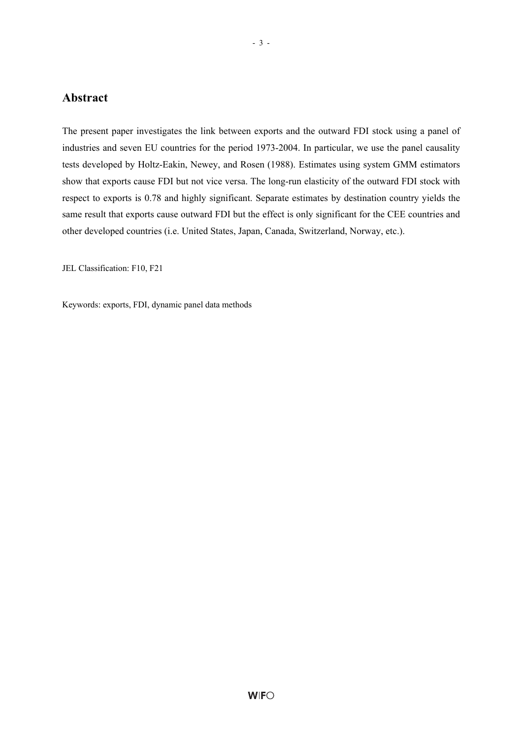## Abstract

The present paper investigates the link between exports and the outward FDI stock using a panel of industries and seven EU countries for the period 1973-2004. In particular, we use the panel causality tests developed by Holtz-Eakin, Newey, and Rosen (1988). Estimates using system GMM estimators show that exports cause FDI but not vice versa. The long-run elasticity of the outward FDI stock with respect to exports is 0.78 and highly significant. Separate estimates by destination country yields the same result that exports cause outward FDI but the effect is only significant for the CEE countries and other developed countries (i.e. United States, Japan, Canada, Switzerland, Norway, etc.).

JEL Classification: F10, F21

Keywords: exports, FDI, dynamic panel data methods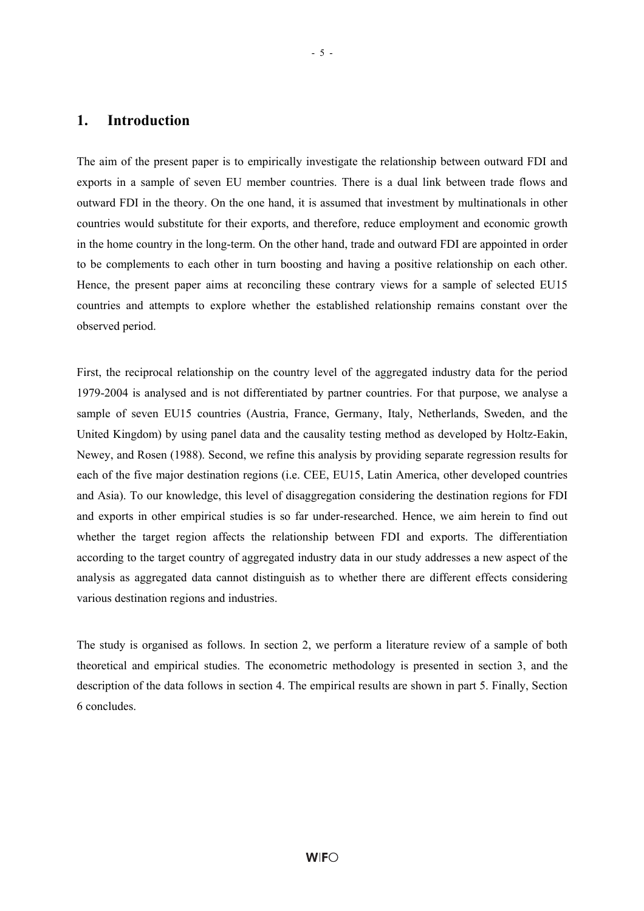# 1. Introduction

The aim of the present paper is to empirically investigate the relationship between outward FDI and exports in a sample of seven EU member countries. There is a dual link between trade flows and outward FDI in the theory. On the one hand, it is assumed that investment by multinationals in other countries would substitute for their exports, and therefore, reduce employment and economic growth in the home country in the long-term. On the other hand, trade and outward FDI are appointed in order to be complements to each other in turn boosting and having a positive relationship on each other. Hence, the present paper aims at reconciling these contrary views for a sample of selected EU15 countries and attempts to explore whether the established relationship remains constant over the observed period.

First, the reciprocal relationship on the country level of the aggregated industry data for the period 1979-2004 is analysed and is not differentiated by partner countries. For that purpose, we analyse a sample of seven EU15 countries (Austria, France, Germany, Italy, Netherlands, Sweden, and the United Kingdom) by using panel data and the causality testing method as developed by Holtz-Eakin, Newey, and Rosen (1988). Second, we refine this analysis by providing separate regression results for each of the five major destination regions (i.e. CEE, EU15, Latin America, other developed countries and Asia). To our knowledge, this level of disaggregation considering the destination regions for FDI and exports in other empirical studies is so far under-researched. Hence, we aim herein to find out whether the target region affects the relationship between FDI and exports. The differentiation according to the target country of aggregated industry data in our study addresses a new aspect of the analysis as aggregated data cannot distinguish as to whether there are different effects considering various destination regions and industries.

The study is organised as follows. In section 2, we perform a literature review of a sample of both theoretical and empirical studies. The econometric methodology is presented in section 3, and the description of the data follows in section 4. The empirical results are shown in part 5. Finally, Section 6 concludes.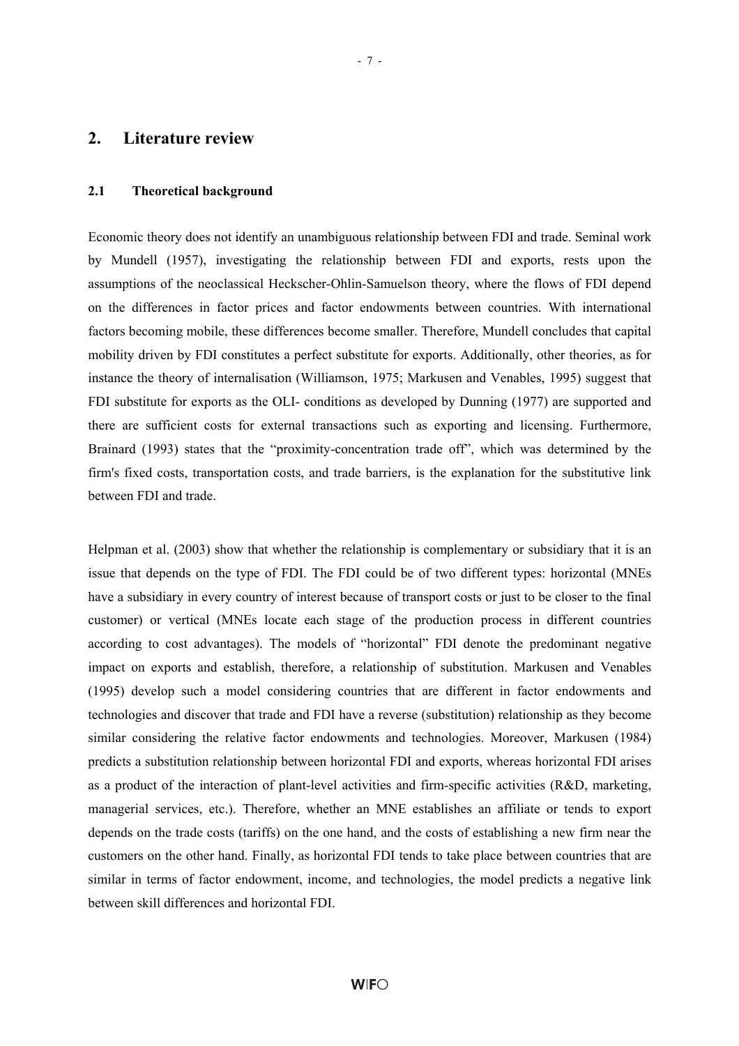## 2. Literature review

### 2.1 Theoretical background

Economic theory does not identify an unambiguous relationship between FDI and trade. Seminal work by Mundell (1957), investigating the relationship between FDI and exports, rests upon the assumptions of the neoclassical Heckscher-Ohlin-Samuelson theory, where the flows of FDI depend on the differences in factor prices and factor endowments between countries. With international factors becoming mobile, these differences become smaller. Therefore, Mundell concludes that capital mobility driven by FDI constitutes a perfect substitute for exports. Additionally, other theories, as for instance the theory of internalisation (Williamson, 1975; Markusen and Venables, 1995) suggest that FDI substitute for exports as the OLI- conditions as developed by Dunning (1977) are supported and there are sufficient costs for external transactions such as exporting and licensing. Furthermore, Brainard (1993) states that the "proximity-concentration trade off", which was determined by the firm's fixed costs, transportation costs, and trade barriers, is the explanation for the substitutive link between FDI and trade.

Helpman et al. (2003) show that whether the relationship is complementary or subsidiary that it is an issue that depends on the type of FDI. The FDI could be of two different types: horizontal (MNEs have a subsidiary in every country of interest because of transport costs or just to be closer to the final customer) or vertical (MNEs locate each stage of the production process in different countries according to cost advantages). The models of "horizontal" FDI denote the predominant negative impact on exports and establish, therefore, a relationship of substitution. Markusen and Venables (1995) develop such a model considering countries that are different in factor endowments and technologies and discover that trade and FDI have a reverse (substitution) relationship as they become similar considering the relative factor endowments and technologies. Moreover, Markusen (1984) predicts a substitution relationship between horizontal FDI and exports, whereas horizontal FDI arises as a product of the interaction of plant-level activities and firm-specific activities (R&D, marketing, managerial services, etc.). Therefore, whether an MNE establishes an affiliate or tends to export depends on the trade costs (tariffs) on the one hand, and the costs of establishing a new firm near the customers on the other hand. Finally, as horizontal FDI tends to take place between countries that are similar in terms of factor endowment, income, and technologies, the model predicts a negative link between skill differences and horizontal FDI.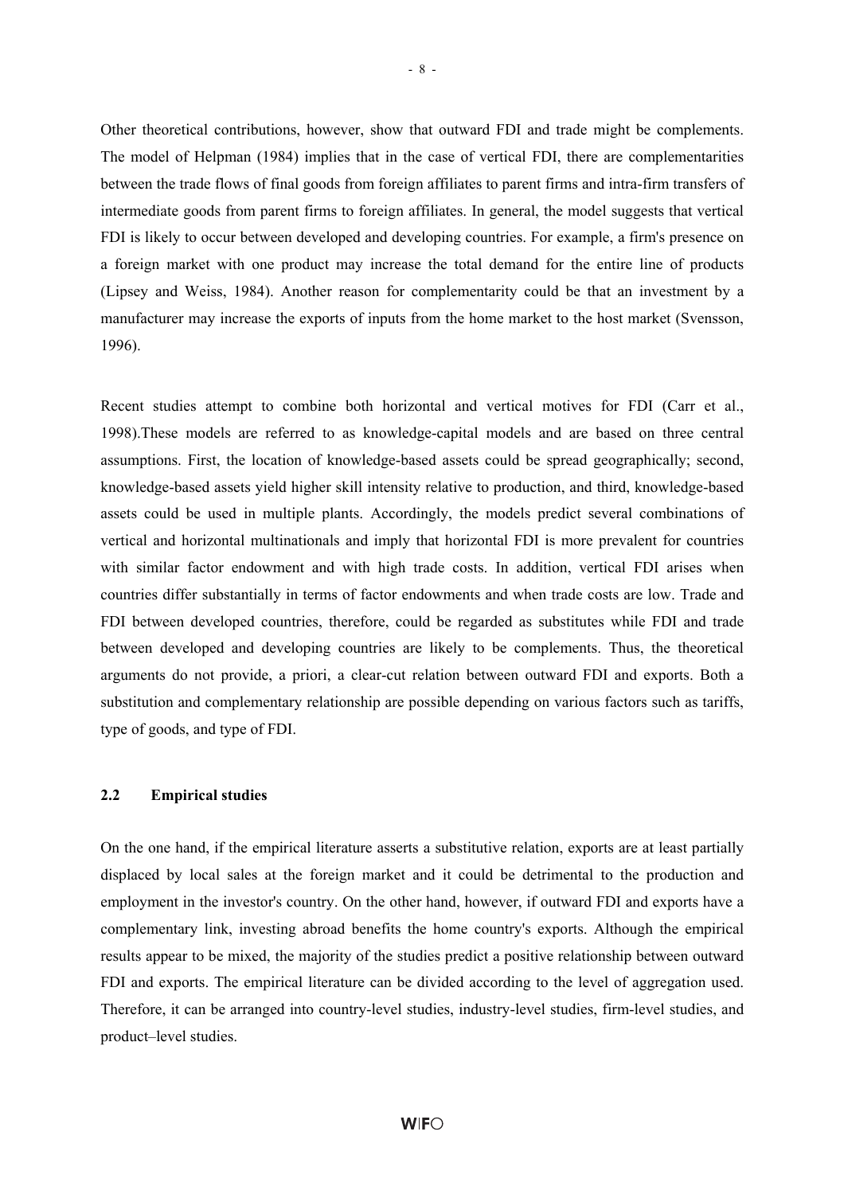Other theoretical contributions, however, show that outward FDI and trade might be complements. The model of Helpman (1984) implies that in the case of vertical FDI, there are complementarities between the trade flows of final goods from foreign affiliates to parent firms and intra-firm transfers of intermediate goods from parent firms to foreign affiliates. In general, the model suggests that vertical FDI is likely to occur between developed and developing countries. For example, a firm's presence on a foreign market with one product may increase the total demand for the entire line of products (Lipsey and Weiss, 1984). Another reason for complementarity could be that an investment by a manufacturer may increase the exports of inputs from the home market to the host market (Svensson, 1996).

Recent studies attempt to combine both horizontal and vertical motives for FDI (Carr et al., 1998).These models are referred to as knowledge-capital models and are based on three central assumptions. First, the location of knowledge-based assets could be spread geographically; second, knowledge-based assets yield higher skill intensity relative to production, and third, knowledge-based assets could be used in multiple plants. Accordingly, the models predict several combinations of vertical and horizontal multinationals and imply that horizontal FDI is more prevalent for countries with similar factor endowment and with high trade costs. In addition, vertical FDI arises when countries differ substantially in terms of factor endowments and when trade costs are low. Trade and FDI between developed countries, therefore, could be regarded as substitutes while FDI and trade between developed and developing countries are likely to be complements. Thus, the theoretical arguments do not provide, a priori, a clear-cut relation between outward FDI and exports. Both a substitution and complementary relationship are possible depending on various factors such as tariffs, type of goods, and type of FDI.

## 2.2 Empirical studies

On the one hand, if the empirical literature asserts a substitutive relation, exports are at least partially displaced by local sales at the foreign market and it could be detrimental to the production and employment in the investor's country. On the other hand, however, if outward FDI and exports have a complementary link, investing abroad benefits the home country's exports. Although the empirical results appear to be mixed, the majority of the studies predict a positive relationship between outward FDI and exports. The empirical literature can be divided according to the level of aggregation used. Therefore, it can be arranged into country-level studies, industry-level studies, firm-level studies, and product–level studies.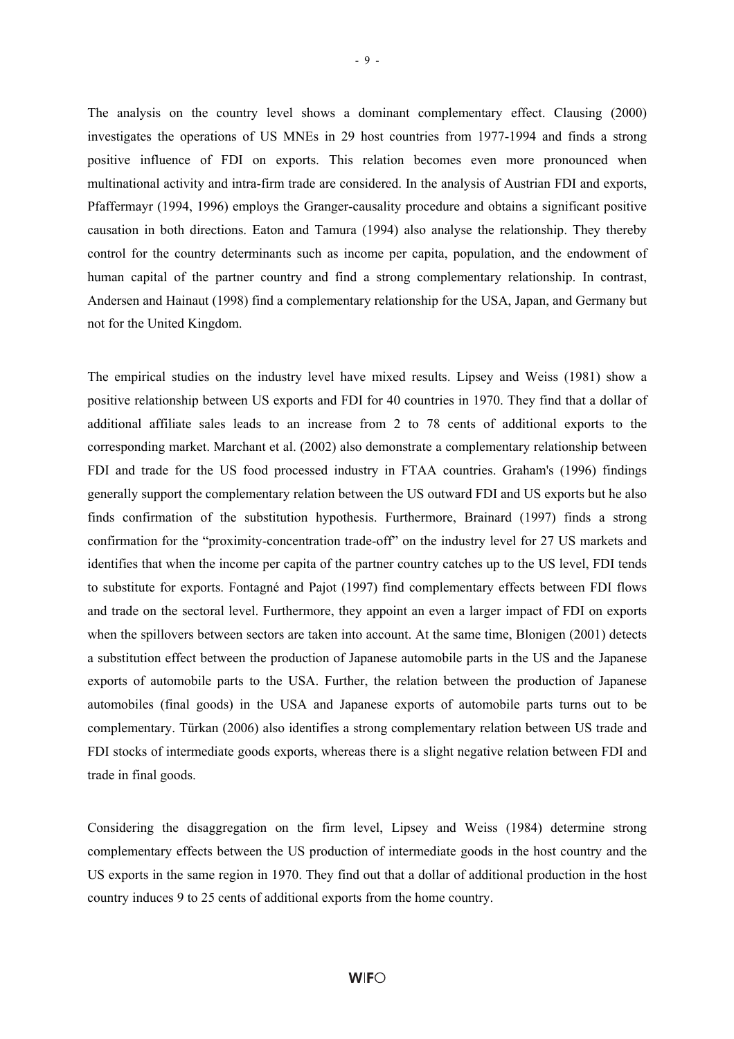The analysis on the country level shows a dominant complementary effect. Clausing (2000) investigates the operations of US MNEs in 29 host countries from 1977-1994 and finds a strong positive influence of FDI on exports. This relation becomes even more pronounced when multinational activity and intra-firm trade are considered. In the analysis of Austrian FDI and exports, Pfaffermayr (1994, 1996) employs the Granger-causality procedure and obtains a significant positive causation in both directions. Eaton and Tamura (1994) also analyse the relationship. They thereby control for the country determinants such as income per capita, population, and the endowment of human capital of the partner country and find a strong complementary relationship. In contrast, Andersen and Hainaut (1998) find a complementary relationship for the USA, Japan, and Germany but not for the United Kingdom.

The empirical studies on the industry level have mixed results. Lipsey and Weiss (1981) show a positive relationship between US exports and FDI for 40 countries in 1970. They find that a dollar of additional affiliate sales leads to an increase from 2 to 78 cents of additional exports to the corresponding market. Marchant et al. (2002) also demonstrate a complementary relationship between FDI and trade for the US food processed industry in FTAA countries. Graham's (1996) findings generally support the complementary relation between the US outward FDI and US exports but he also finds confirmation of the substitution hypothesis. Furthermore, Brainard (1997) finds a strong confirmation for the "proximity-concentration trade-off" on the industry level for 27 US markets and identifies that when the income per capita of the partner country catches up to the US level, FDI tends to substitute for exports. Fontagné and Pajot (1997) find complementary effects between FDI flows and trade on the sectoral level. Furthermore, they appoint an even a larger impact of FDI on exports when the spillovers between sectors are taken into account. At the same time, Blonigen (2001) detects a substitution effect between the production of Japanese automobile parts in the US and the Japanese exports of automobile parts to the USA. Further, the relation between the production of Japanese automobiles (final goods) in the USA and Japanese exports of automobile parts turns out to be complementary. Türkan (2006) also identifies a strong complementary relation between US trade and FDI stocks of intermediate goods exports, whereas there is a slight negative relation between FDI and trade in final goods.

Considering the disaggregation on the firm level, Lipsey and Weiss (1984) determine strong complementary effects between the US production of intermediate goods in the host country and the US exports in the same region in 1970. They find out that a dollar of additional production in the host country induces 9 to 25 cents of additional exports from the home country.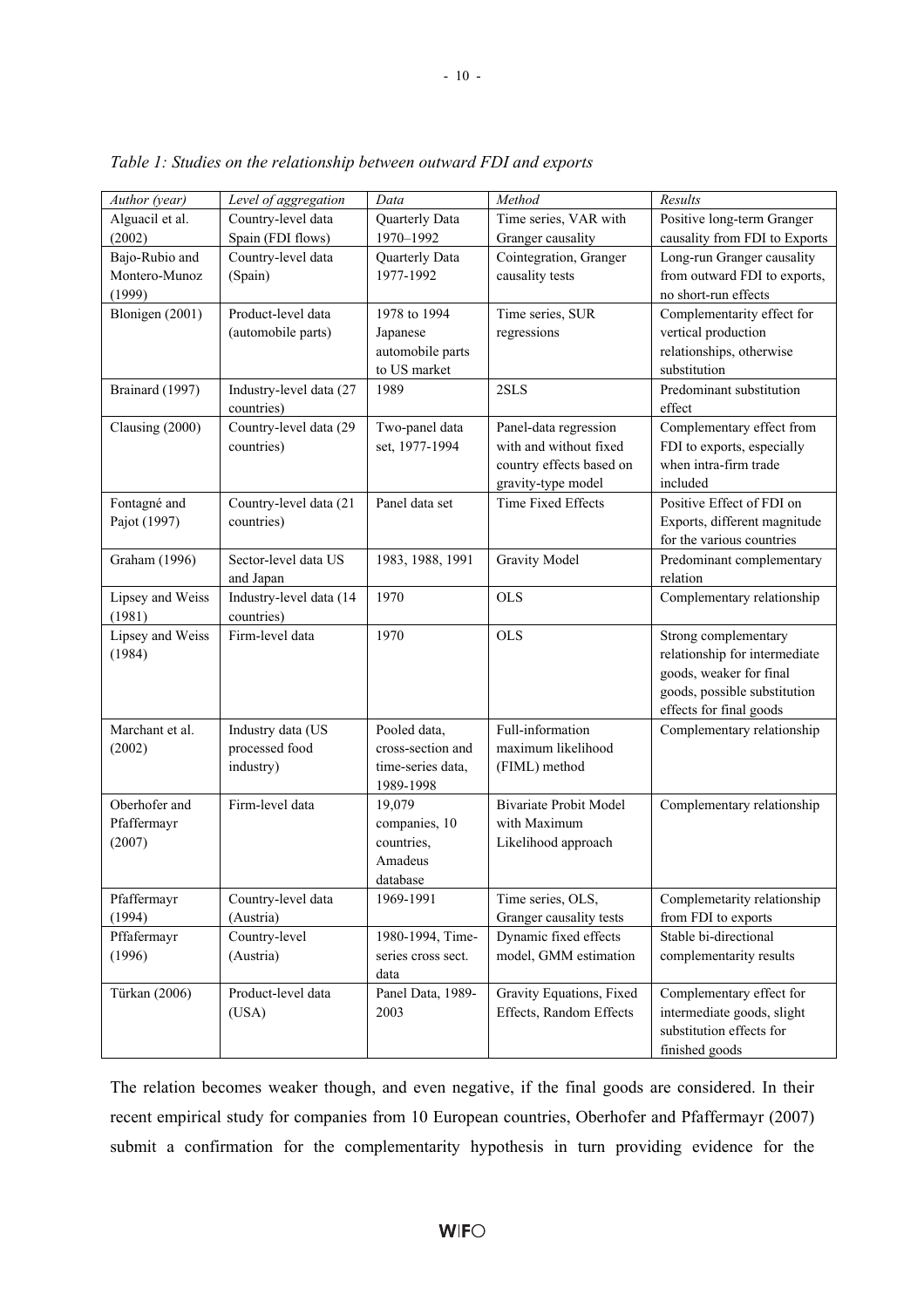*Table 1: Studies on the relationship between outward FDI and exports*

| *Author (year)* | *Level of aggregation* | *Data* | *Method* | *Results* |
|---|---|---|---|---|
| Alguacil et al. (2002) | Country-level data Spain (FDI flows) | Quarterly Data 1970–1992 | Time series, VAR with Granger causality | Positive long-term Granger causality from FDI to Exports |
| Bajo-Rubio and Montero-Munoz (1999) | Country-level data (Spain) | Quarterly Data 1977-1992 | Cointegration, Granger causality tests | Long-run Granger causality from outward FDI to exports, no short-run effects |
| Blonigen (2001) | Product-level data (automobile parts) | 1978 to 1994 Japanese automobile parts to US market | Time series, SUR regressions | Complementarity effect for vertical production relationships, otherwise substitution |
| Brainard (1997) | Industry-level data (27 countries) | 1989 | 2SLS | Predominant substitution effect |
| Clausing (2000) | Country-level data (29 countries) | Two-panel data set, 1977-1994 | Panel-data regression with and without fixed country effects based on gravity-type model | Complementary effect from FDI to exports, especially when intra-firm trade included |
| Fontagné and Pajot (1997) | Country-level data (21 countries) | Panel data set | Time Fixed Effects | Positive Effect of FDI on Exports, different magnitude for the various countries |
| Graham (1996) | Sector-level data US and Japan | 1983, 1988, 1991 | Gravity Model | Predominant complementary relation |
| Lipsey and Weiss (1981) | Industry-level data (14 countries) | 1970 | OLS | Complementary relationship |
| Lipsey and Weiss (1984) | Firm-level data | 1970 | OLS | Strong complementary relationship for intermediate goods, weaker for final goods, possible substitution effects for final goods |
| Marchant et al. (2002) | Industry data (US processed food industry) | Pooled data, cross-section and time-series data, 1989-1998 | Full-information maximum likelihood (FIML) method | Complementary relationship |
| Oberhofer and Pfaffermayr (2007) | Firm-level data | 19,079 companies, 10 countries, Amadeus database | Bivariate Probit Model with Maximum Likelihood approach | Complementary relationship |
| Pfaffermayr (1994) | Country-level data (Austria) | 1969-1991 | Time series, OLS, Granger causality tests | Complemetarity relationship from FDI to exports |
| Pffafermayr (1996) | Country-level (Austria) | 1980-1994, Time-series cross sect. data | Dynamic fixed effects model, GMM estimation | Stable bi-directional complementarity results |
| Türkan (2006) | Product-level data (USA) | Panel Data, 1989-2003 | Gravity Equations, Fixed Effects, Random Effects | Complementary effect for intermediate goods, slight substitution effects for finished goods |

The relation becomes weaker though, and even negative, if the final goods are considered. In their recent empirical study for companies from 10 European countries, Oberhofer and Pfaffermayr (2007) submit a confirmation for the complementarity hypothesis in turn providing evidence for the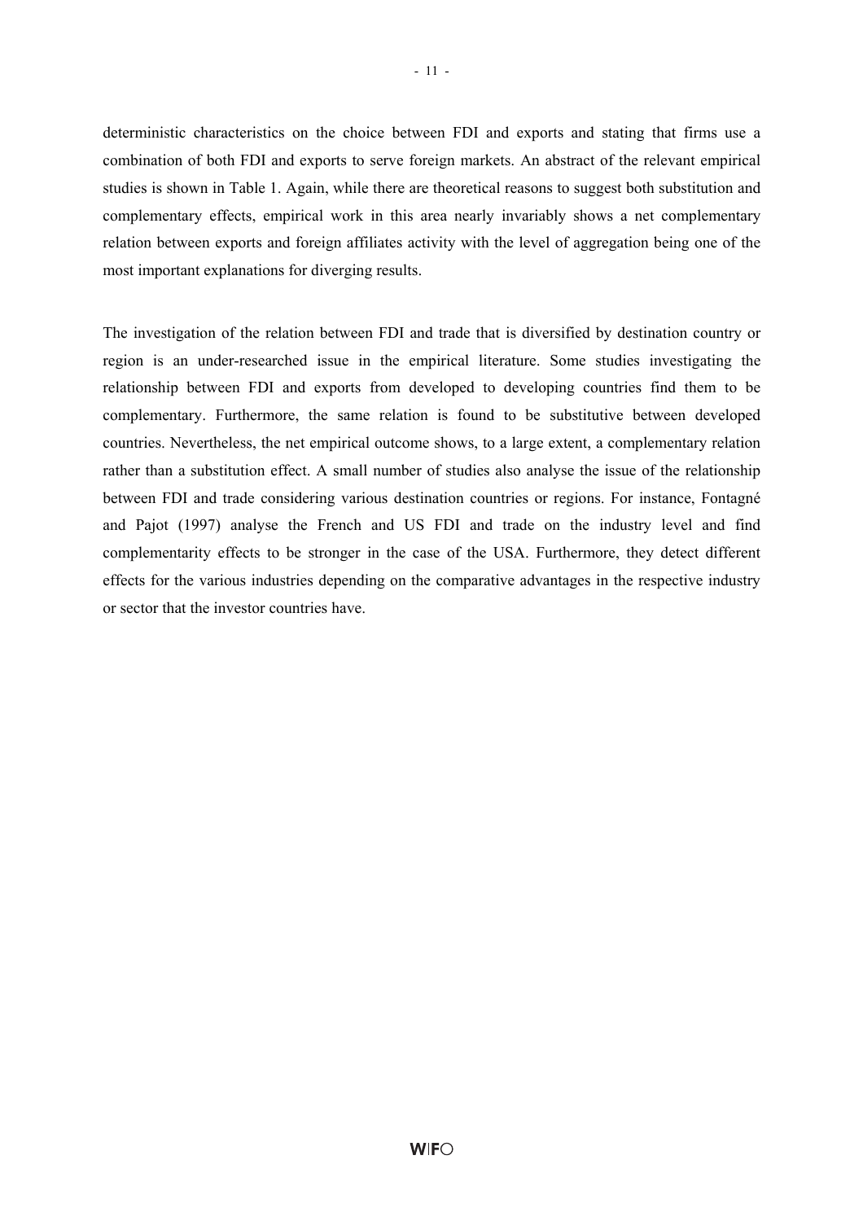deterministic characteristics on the choice between FDI and exports and stating that firms use a combination of both FDI and exports to serve foreign markets. An abstract of the relevant empirical studies is shown in Table 1. Again, while there are theoretical reasons to suggest both substitution and complementary effects, empirical work in this area nearly invariably shows a net complementary relation between exports and foreign affiliates activity with the level of aggregation being one of the most important explanations for diverging results.

The investigation of the relation between FDI and trade that is diversified by destination country or region is an under-researched issue in the empirical literature. Some studies investigating the relationship between FDI and exports from developed to developing countries find them to be complementary. Furthermore, the same relation is found to be substitutive between developed countries. Nevertheless, the net empirical outcome shows, to a large extent, a complementary relation rather than a substitution effect. A small number of studies also analyse the issue of the relationship between FDI and trade considering various destination countries or regions. For instance, Fontagné and Pajot (1997) analyse the French and US FDI and trade on the industry level and find complementarity effects to be stronger in the case of the USA. Furthermore, they detect different effects for the various industries depending on the comparative advantages in the respective industry or sector that the investor countries have.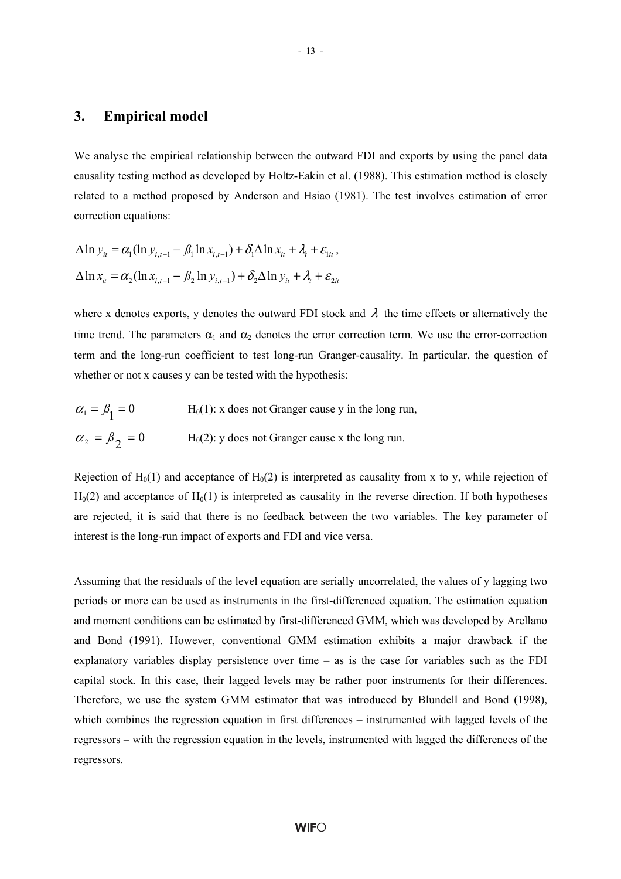## 3. Empirical model

We analyse the empirical relationship between the outward FDI and exports by using the panel data causality testing method as developed by Holtz-Eakin et al. (1988). This estimation method is closely related to a method proposed by Anderson and Hsiao (1981). The test involves estimation of error correction equations:

$$\Delta \ln y_{it} = \alpha_1 (\ln y_{i,t-1} - \beta_1 \ln x_{i,t-1}) + \delta_1 \Delta \ln x_{it} + \lambda_t + \varepsilon_{1it} \,,$$

$$\Delta \ln x_{it} = \alpha_2 (\ln x_{i,t-1} - \beta_2 \ln y_{i,t-1}) + \delta_2 \Delta \ln y_{it} + \lambda_t + \varepsilon_{2it}$$

where x denotes exports, y denotes the outward FDI stock and $\lambda$ the time effects or alternatively the time trend. The parameters $\alpha_1$ and $\alpha_2$ denotes the error correction term. We use the error-correction term and the long-run coefficient to test long-run Granger-causality. In particular, the question of whether or not x causes y can be tested with the hypothesis:

$\alpha_1 = \beta_1 = 0$ $\quad$ $H_0(1)$: x does not Granger cause y in the long run,

$\alpha_2 = \beta_2 = 0$ $\quad$ $H_0(2)$: y does not Granger cause x the long run.

Rejection of $H_0(1)$ and acceptance of $H_0(2)$ is interpreted as causality from x to y, while rejection of $H_0(2)$ and acceptance of $H_0(1)$ is interpreted as causality in the reverse direction. If both hypotheses are rejected, it is said that there is no feedback between the two variables. The key parameter of interest is the long-run impact of exports and FDI and vice versa.

Assuming that the residuals of the level equation are serially uncorrelated, the values of y lagging two periods or more can be used as instruments in the first-differenced equation. The estimation equation and moment conditions can be estimated by first-differenced GMM, which was developed by Arellano and Bond (1991). However, conventional GMM estimation exhibits a major drawback if the explanatory variables display persistence over time – as is the case for variables such as the FDI capital stock. In this case, their lagged levels may be rather poor instruments for their differences. Therefore, we use the system GMM estimator that was introduced by Blundell and Bond (1998), which combines the regression equation in first differences – instrumented with lagged levels of the regressors – with the regression equation in the levels, instrumented with lagged the differences of the regressors.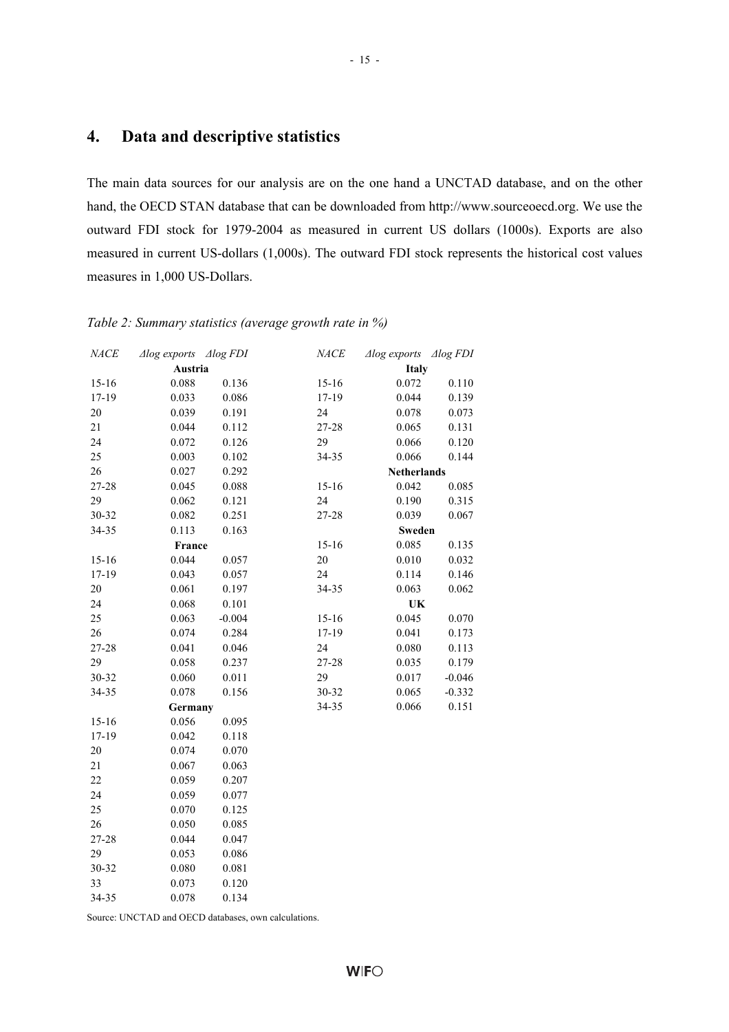# 4. Data and descriptive statistics

The main data sources for our analysis are on the one hand a UNCTAD database, and on the other hand, the OECD STAN database that can be downloaded from http://www.sourceoecd.org. We use the outward FDI stock for 1979-2004 as measured in current US dollars (1000s). Exports are also measured in current US-dollars (1,000s). The outward FDI stock represents the historical cost values measures in 1,000 US-Dollars.

*Table 2: Summary statistics (average growth rate in %)*

| *NACE* | *Δlog exports* | *Δlog FDI* | *NACE* | *Δlog exports* | *Δlog FDI* |
|---|---|---|---|---|---|
| | **Austria** | | | **Italy** | |
| 15-16 | 0.088 | 0.136 | 15-16 | 0.072 | 0.110 |
| 17-19 | 0.033 | 0.086 | 17-19 | 0.044 | 0.139 |
| 20 | 0.039 | 0.191 | 24 | 0.078 | 0.073 |
| 21 | 0.044 | 0.112 | 27-28 | 0.065 | 0.131 |
| 24 | 0.072 | 0.126 | 29 | 0.066 | 0.120 |
| 25 | 0.003 | 0.102 | 34-35 | 0.066 | 0.144 |
| 26 | 0.027 | 0.292 | | **Netherlands** | |
| 27-28 | 0.045 | 0.088 | 15-16 | 0.042 | 0.085 |
| 29 | 0.062 | 0.121 | 24 | 0.190 | 0.315 |
| 30-32 | 0.082 | 0.251 | 27-28 | 0.039 | 0.067 |
| 34-35 | 0.113 | 0.163 | | **Sweden** | |
| | **France** | | 15-16 | 0.085 | 0.135 |
| 15-16 | 0.044 | 0.057 | 20 | 0.010 | 0.032 |
| 17-19 | 0.043 | 0.057 | 24 | 0.114 | 0.146 |
| 20 | 0.061 | 0.197 | 34-35 | 0.063 | 0.062 |
| 24 | 0.068 | 0.101 | | **UK** | |
| 25 | 0.063 | -0.004 | 15-16 | 0.045 | 0.070 |
| 26 | 0.074 | 0.284 | 17-19 | 0.041 | 0.173 |
| 27-28 | 0.041 | 0.046 | 24 | 0.080 | 0.113 |
| 29 | 0.058 | 0.237 | 27-28 | 0.035 | 0.179 |
| 30-32 | 0.060 | 0.011 | 29 | 0.017 | -0.046 |
| 34-35 | 0.078 | 0.156 | 30-32 | 0.065 | -0.332 |
| | **Germany** | | 34-35 | 0.066 | 0.151 |
| 15-16 | 0.056 | 0.095 | | | |
| 17-19 | 0.042 | 0.118 | | | |
| 20 | 0.074 | 0.070 | | | |
| 21 | 0.067 | 0.063 | | | |
| 22 | 0.059 | 0.207 | | | |
| 24 | 0.059 | 0.077 | | | |
| 25 | 0.070 | 0.125 | | | |
| 26 | 0.050 | 0.085 | | | |
| 27-28 | 0.044 | 0.047 | | | |
| 29 | 0.053 | 0.086 | | | |
| 30-32 | 0.080 | 0.081 | | | |
| 33 | 0.073 | 0.120 | | | |
| 34-35 | 0.078 | 0.134 | | | |

Source: UNCTAD and OECD databases, own calculations.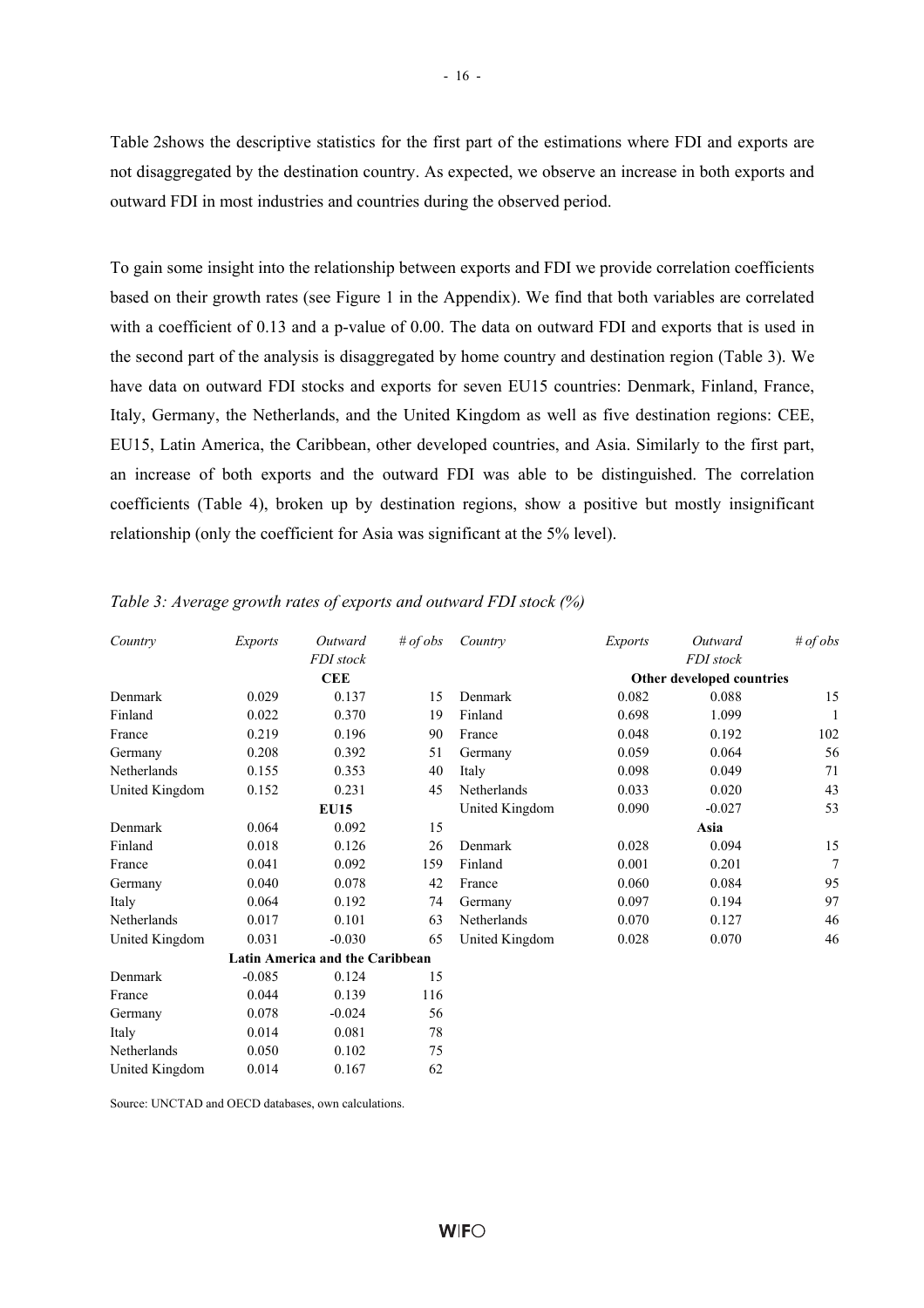Table 2shows the descriptive statistics for the first part of the estimations where FDI and exports are not disaggregated by the destination country. As expected, we observe an increase in both exports and outward FDI in most industries and countries during the observed period.

To gain some insight into the relationship between exports and FDI we provide correlation coefficients based on their growth rates (see Figure 1 in the Appendix). We find that both variables are correlated with a coefficient of 0.13 and a p-value of 0.00. The data on outward FDI and exports that is used in the second part of the analysis is disaggregated by home country and destination region (Table 3). We have data on outward FDI stocks and exports for seven EU15 countries: Denmark, Finland, France, Italy, Germany, the Netherlands, and the United Kingdom as well as five destination regions: CEE, EU15, Latin America, the Caribbean, other developed countries, and Asia. Similarly to the first part, an increase of both exports and the outward FDI was able to be distinguished. The correlation coefficients (Table 4), broken up by destination regions, show a positive but mostly insignificant relationship (only the coefficient for Asia was significant at the 5% level).

*Table 3: Average growth rates of exports and outward FDI stock (%)*

| *Country* | *Exports* | *Outward FDI stock* | *# of obs* | *Country* | *Exports* | *Outward FDI stock* | *# of obs* |
|---|---|---|---|---|---|---|---|
| | | **CEE** | | | **Other developed countries** | | |
| Denmark | 0.029 | 0.137 | 15 | Denmark | 0.082 | 0.088 | 15 |
| Finland | 0.022 | 0.370 | 19 | Finland | 0.698 | 1.099 | 1 |
| France | 0.219 | 0.196 | 90 | France | 0.048 | 0.192 | 102 |
| Germany | 0.208 | 0.392 | 51 | Germany | 0.059 | 0.064 | 56 |
| Netherlands | 0.155 | 0.353 | 40 | Italy | 0.098 | 0.049 | 71 |
| United Kingdom | 0.152 | 0.231 | 45 | Netherlands | 0.033 | 0.020 | 43 |
| | | **EU15** | | United Kingdom | 0.090 | -0.027 | 53 |
| Denmark | 0.064 | 0.092 | 15 | | | **Asia** | |
| Finland | 0.018 | 0.126 | 26 | Denmark | 0.028 | 0.094 | 15 |
| France | 0.041 | 0.092 | 159 | Finland | 0.001 | 0.201 | 7 |
| Germany | 0.040 | 0.078 | 42 | France | 0.060 | 0.084 | 95 |
| Italy | 0.064 | 0.192 | 74 | Germany | 0.097 | 0.194 | 97 |
| Netherlands | 0.017 | 0.101 | 63 | Netherlands | 0.070 | 0.127 | 46 |
| United Kingdom | 0.031 | -0.030 | 65 | United Kingdom | 0.028 | 0.070 | 46 |
| | | **Latin America and the Caribbean** | | | | | |
| Denmark | -0.085 | 0.124 | 15 | | | | |
| France | 0.044 | 0.139 | 116 | | | | |
| Germany | 0.078 | -0.024 | 56 | | | | |
| Italy | 0.014 | 0.081 | 78 | | | | |
| Netherlands | 0.050 | 0.102 | 75 | | | | |
| United Kingdom | 0.014 | 0.167 | 62 | | | | |

Source: UNCTAD and OECD databases, own calculations.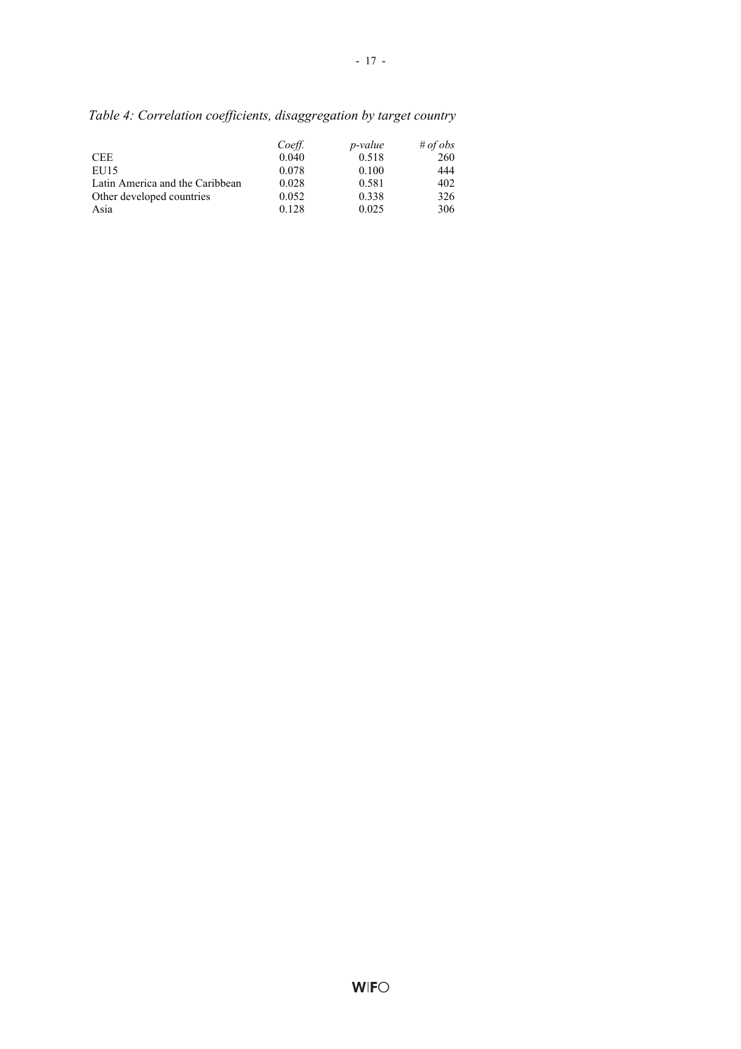*Table 4: Correlation coefficients, disaggregation by target country*

| | *Coeff.* | *p-value* | *# of obs* |
|---|---|---|---|
| CEE | 0.040 | 0.518 | 260 |
| EU15 | 0.078 | 0.100 | 444 |
| Latin America and the Caribbean | 0.028 | 0.581 | 402 |
| Other developed countries | 0.052 | 0.338 | 326 |
| Asia | 0.128 | 0.025 | 306 |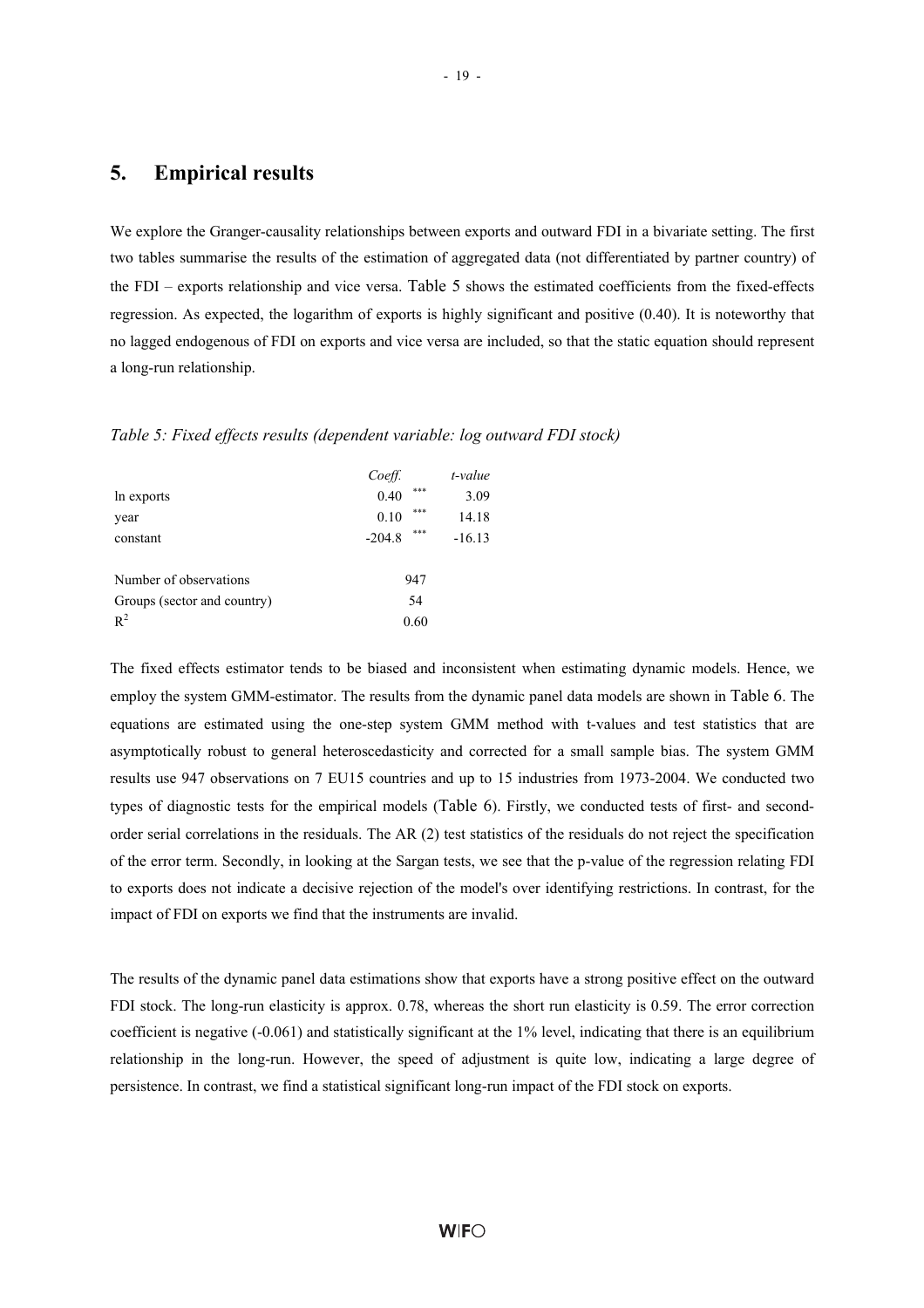## 5. Empirical results

We explore the Granger-causality relationships between exports and outward FDI in a bivariate setting. The first two tables summarise the results of the estimation of aggregated data (not differentiated by partner country) of the FDI – exports relationship and vice versa. Table 5 shows the estimated coefficients from the fixed-effects regression. As expected, the logarithm of exports is highly significant and positive (0.40). It is noteworthy that no lagged endogenous of FDI on exports and vice versa are included, so that the static equation should represent a long-run relationship.

*Table 5: Fixed effects results (dependent variable: log outward FDI stock)*

| | *Coeff.* | | *t-value* |
|---|---|---|---|
| ln exports | 0.40 | *** | 3.09 |
| year | 0.10 | *** | 14.18 |
| constant | -204.8 | *** | -16.13 |
| | | | |
| Number of observations | 947 | | |
| Groups (sector and country) | 54 | | |
| $R^2$ | 0.60 | | |

The fixed effects estimator tends to be biased and inconsistent when estimating dynamic models. Hence, we employ the system GMM-estimator. The results from the dynamic panel data models are shown in Table 6. The equations are estimated using the one-step system GMM method with t-values and test statistics that are asymptotically robust to general heteroscedasticity and corrected for a small sample bias. The system GMM results use 947 observations on 7 EU15 countries and up to 15 industries from 1973-2004. We conducted two types of diagnostic tests for the empirical models (Table 6). Firstly, we conducted tests of first- and second-order serial correlations in the residuals. The AR (2) test statistics of the residuals do not reject the specification of the error term. Secondly, in looking at the Sargan tests, we see that the p-value of the regression relating FDI to exports does not indicate a decisive rejection of the model's over identifying restrictions. In contrast, for the impact of FDI on exports we find that the instruments are invalid.

The results of the dynamic panel data estimations show that exports have a strong positive effect on the outward FDI stock. The long-run elasticity is approx. 0.78, whereas the short run elasticity is 0.59. The error correction coefficient is negative (-0.061) and statistically significant at the 1% level, indicating that there is an equilibrium relationship in the long-run. However, the speed of adjustment is quite low, indicating a large degree of persistence. In contrast, we find a statistical significant long-run impact of the FDI stock on exports.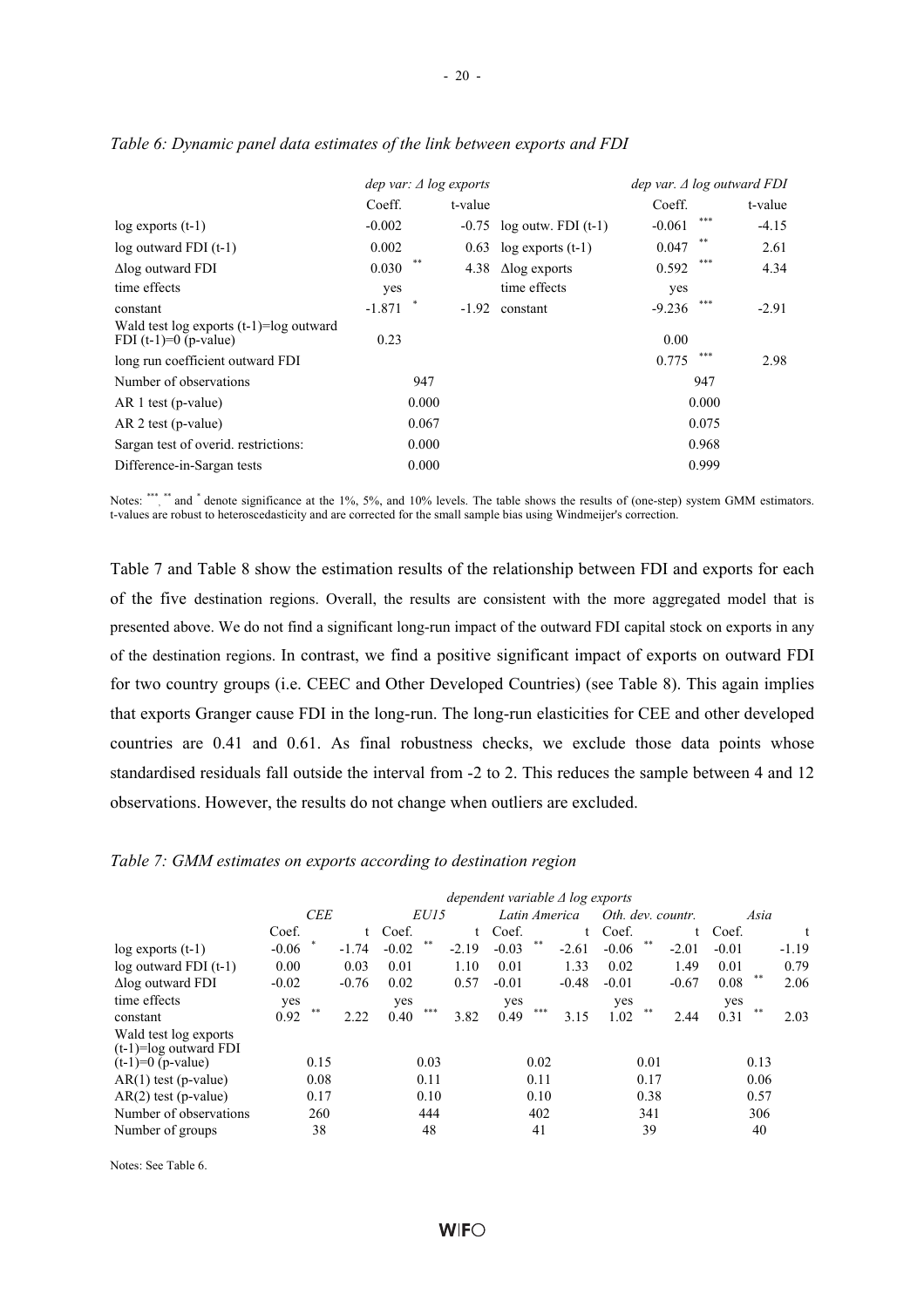*Table 6: Dynamic panel data estimates of the link between exports and FDI*

| | *dep var: Δ log exports* | | | | *dep var. Δ log outward FDI* | | |
|---|---|---|---|---|---|---|---|
| | Coeff. | | t-value | | Coeff. | | t-value |
| log exports (t-1) | -0.002 | | -0.75 | log outw. FDI (t-1) | -0.061 | *** | -4.15 |
| log outward FDI (t-1) | 0.002 | | 0.63 | log exports (t-1) | 0.047 | ** | 2.61 |
| Δlog outward FDI | 0.030 | ** | 4.38 | Δlog exports | 0.592 | *** | 4.34 |
| time effects | yes | | | time effects | yes | | |
| constant | -1.871 | * | -1.92 | constant | -9.236 | *** | -2.91 |
| Wald test log exports (t-1)=log outward FDI (t-1)=0 (p-value) | 0.23 | | | | 0.00 | | |
| long run coefficient outward FDI | | | | | 0.775 | *** | 2.98 |
| Number of observations | 947 | | | | 947 | | |
| AR 1 test (p-value) | 0.000 | | | | 0.000 | | |
| AR 2 test (p-value) | 0.067 | | | | 0.075 | | |
| Sargan test of overid. restrictions: | 0.000 | | | | 0.968 | | |
| Difference-in-Sargan tests | 0.000 | | | | 0.999 | | |

Notes: ***, ** and * denote significance at the 1%, 5%, and 10% levels. The table shows the results of (one-step) system GMM estimators. t-values are robust to heteroscedasticity and are corrected for the small sample bias using Windmeijer's correction.

Table 7 and Table 8 show the estimation results of the relationship between FDI and exports for each of the five destination regions. Overall, the results are consistent with the more aggregated model that is presented above. We do not find a significant long-run impact of the outward FDI capital stock on exports in any of the destination regions. In contrast, we find a positive significant impact of exports on outward FDI for two country groups (i.e. CEEC and Other Developed Countries) (see Table 8). This again implies that exports Granger cause FDI in the long-run. The long-run elasticities for CEE and other developed countries are 0.41 and 0.61. As final robustness checks, we exclude those data points whose standardised residuals fall outside the interval from -2 to 2. This reduces the sample between 4 and 12 observations. However, the results do not change when outliers are excluded.

*Table 7: GMM estimates on exports according to destination region*

| | *dependent variable Δ log exports* | | | | | | | | | | | | | | |
|---|---|---|---|---|---|---|---|---|---|---|---|---|---|---|---|
| | *CEE* | | | *EU15* | | | *Latin America* | | | *Oth. dev. countr.* | | | *Asia* | | |
| | Coef. | | t | Coef. | | t | Coef. | | t | Coef. | | t | Coef. | | t |
| log exports (t-1) | -0.06 | * | -1.74 | -0.02 | ** | -2.19 | -0.03 | ** | -2.61 | -0.06 | ** | -2.01 | -0.01 | | -1.19 |
| log outward FDI (t-1) | 0.00 | | 0.03 | 0.01 | | 1.10 | 0.01 | | 1.33 | 0.02 | | 1.49 | 0.01 | | 0.79 |
| Δlog outward FDI | -0.02 | | -0.76 | 0.02 | | 0.57 | -0.01 | | -0.48 | -0.01 | | -0.67 | 0.08 | ** | 2.06 |
| time effects | yes | | | yes | | | yes | | | yes | | | yes | | |
| constant | 0.92 | ** | 2.22 | 0.40 | *** | 3.82 | 0.49 | *** | 3.15 | 1.02 | ** | 2.44 | 0.31 | ** | 2.03 |
| Wald test log exports (t-1)=log outward FDI (t-1)=0 (p-value) | 0.15 | | | 0.03 | | | 0.02 | | | 0.01 | | | 0.13 | | |
| AR(1) test (p-value) | 0.08 | | | 0.11 | | | 0.11 | | | 0.17 | | | 0.06 | | |
| AR(2) test (p-value) | 0.17 | | | 0.10 | | | 0.10 | | | 0.38 | | | 0.57 | | |
| Number of observations | 260 | | | 444 | | | 402 | | | 341 | | | 306 | | |
| Number of groups | 38 | | | 48 | | | 41 | | | 39 | | | 40 | | |

Notes: See Table 6.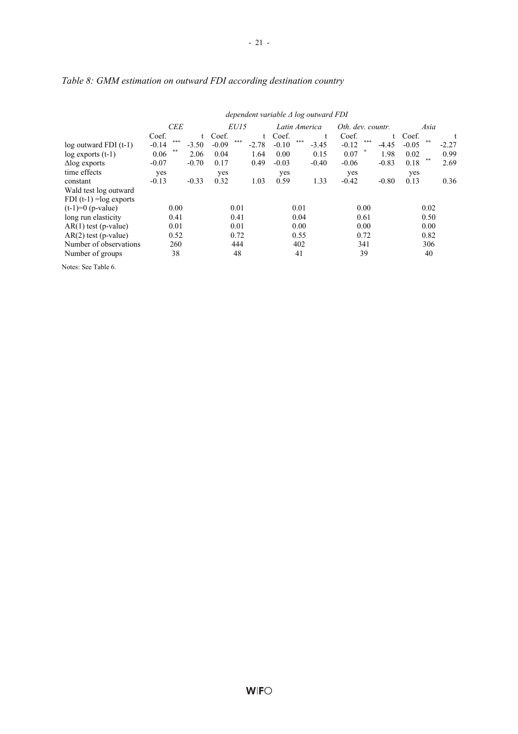*Table 8: GMM estimation on outward FDI according destination country*

| | *dependent variable Δ log outward FDI* | | | | | | | | | | | | | | |
|---|---|---|---|---|---|---|---|---|---|---|---|---|---|---|---|
| | *CEE* | | | *EU15* | | | *Latin America* | | | *Oth. dev. countr.* | | | *Asia* | | |
| | Coef. | | t | Coef. | | t | Coef. | | t | Coef. | | t | Coef. | | t |
| log outward FDI (t-1) | -0.14 | *** | -3.50 | -0.09 | *** | -2.78 | -0.10 | *** | -3.45 | -0.12 | *** | -4.45 | -0.05 | ** | -2.27 |
| log exports (t-1) | 0.06 | ** | 2.06 | 0.04 | | 1.64 | 0.00 | | 0.15 | 0.07 | * | 1.98 | 0.02 | | 0.99 |
| Δlog exports | -0.07 | | -0.70 | 0.17 | | 0.49 | -0.03 | | -0.40 | -0.06 | | -0.83 | 0.18 | ** | 2.69 |
| time effects | yes | | | yes | | | yes | | | yes | | | yes | | |
| constant | -0.13 | | -0.33 | 0.32 | | 1.03 | 0.59 | | 1.33 | -0.42 | | -0.80 | 0.13 | | 0.36 |
| Wald test log outward FDI (t-1) =log exports (t-1)=0 (p-value) | | 0.00 | | | 0.01 | | | 0.01 | | | 0.00 | | | 0.02 | |
| long run elasticity | | 0.41 | | | 0.41 | | | 0.04 | | | 0.61 | | | 0.50 | |
| AR(1) test (p-value) | | 0.01 | | | 0.01 | | | 0.00 | | | 0.00 | | | 0.00 | |
| AR(2) test (p-value) | | 0.52 | | | 0.72 | | | 0.55 | | | 0.72 | | | 0.82 | |
| Number of observations | | 260 | | | 444 | | | 402 | | | 341 | | | 306 | |
| Number of groups | | 38 | | | 48 | | | 41 | | | 39 | | | 40 | |

Notes: See Table 6.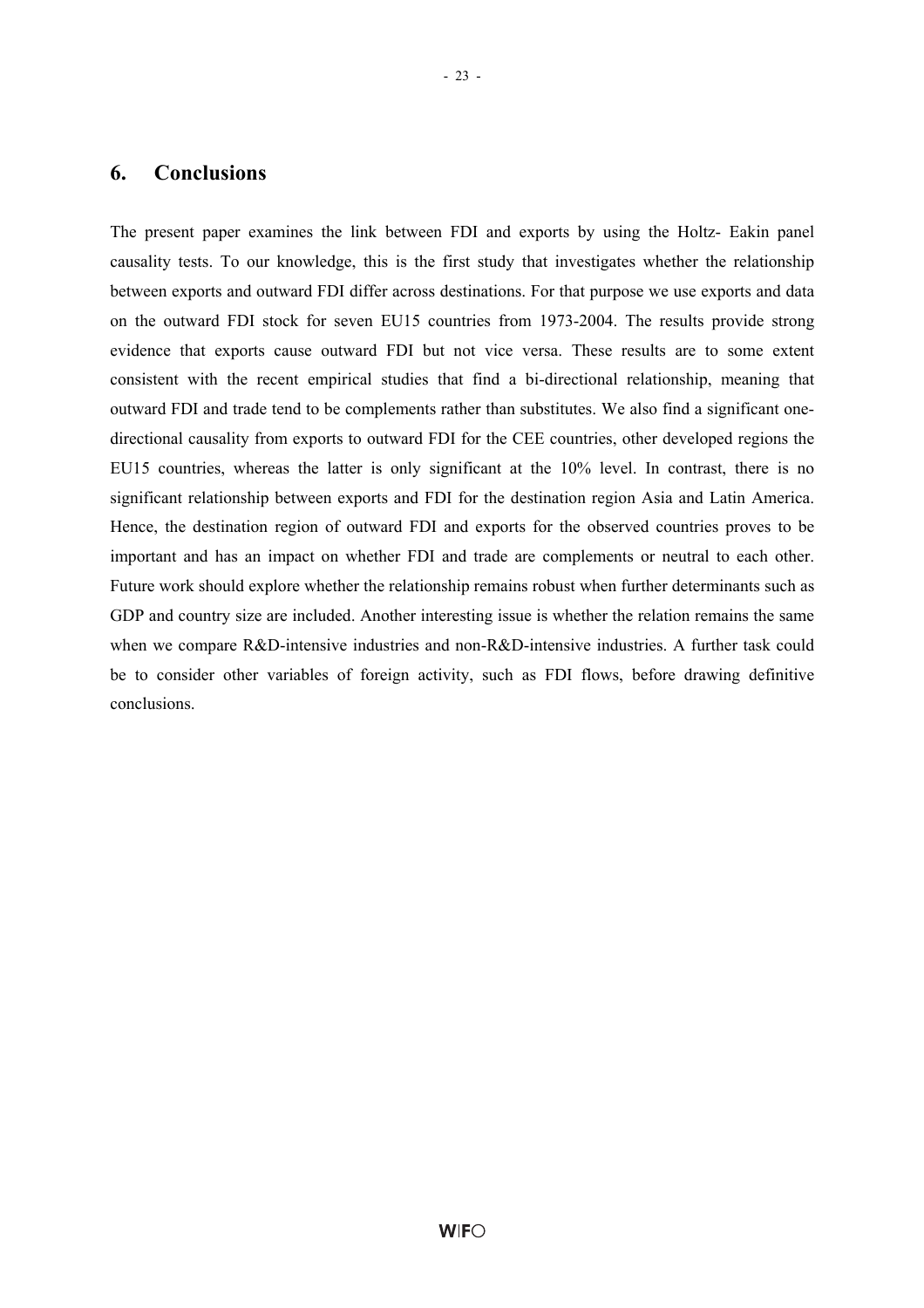## 6. Conclusions

The present paper examines the link between FDI and exports by using the Holtz- Eakin panel causality tests. To our knowledge, this is the first study that investigates whether the relationship between exports and outward FDI differ across destinations. For that purpose we use exports and data on the outward FDI stock for seven EU15 countries from 1973-2004. The results provide strong evidence that exports cause outward FDI but not vice versa. These results are to some extent consistent with the recent empirical studies that find a bi-directional relationship, meaning that outward FDI and trade tend to be complements rather than substitutes. We also find a significant one-directional causality from exports to outward FDI for the CEE countries, other developed regions the EU15 countries, whereas the latter is only significant at the 10% level. In contrast, there is no significant relationship between exports and FDI for the destination region Asia and Latin America. Hence, the destination region of outward FDI and exports for the observed countries proves to be important and has an impact on whether FDI and trade are complements or neutral to each other. Future work should explore whether the relationship remains robust when further determinants such as GDP and country size are included. Another interesting issue is whether the relation remains the same when we compare R&D-intensive industries and non-R&D-intensive industries. A further task could be to consider other variables of foreign activity, such as FDI flows, before drawing definitive conclusions.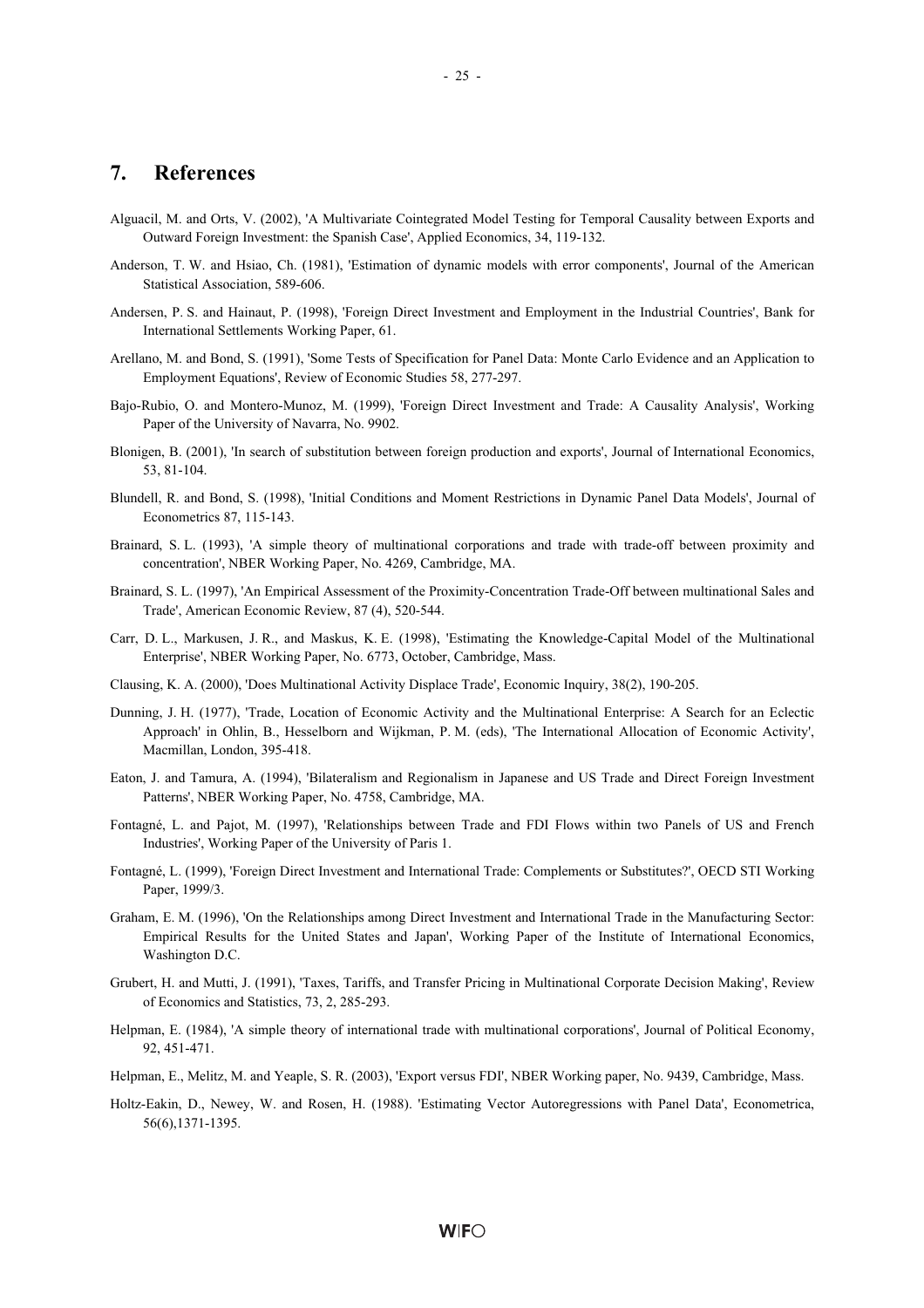## 7. References

Alguacil, M. and Orts, V. (2002), 'A Multivariate Cointegrated Model Testing for Temporal Causality between Exports and Outward Foreign Investment: the Spanish Case', Applied Economics, 34, 119-132.

Anderson, T. W. and Hsiao, Ch. (1981), 'Estimation of dynamic models with error components', Journal of the American Statistical Association, 589-606.

Andersen, P. S. and Hainaut, P. (1998), 'Foreign Direct Investment and Employment in the Industrial Countries', Bank for International Settlements Working Paper, 61.

Arellano, M. and Bond, S. (1991), 'Some Tests of Specification for Panel Data: Monte Carlo Evidence and an Application to Employment Equations', Review of Economic Studies 58, 277-297.

Bajo-Rubio, O. and Montero-Munoz, M. (1999), 'Foreign Direct Investment and Trade: A Causality Analysis', Working Paper of the University of Navarra, No. 9902.

Blonigen, B. (2001), 'In search of substitution between foreign production and exports', Journal of International Economics, 53, 81-104.

Blundell, R. and Bond, S. (1998), 'Initial Conditions and Moment Restrictions in Dynamic Panel Data Models', Journal of Econometrics 87, 115-143.

Brainard, S. L. (1993), 'A simple theory of multinational corporations and trade with trade-off between proximity and concentration', NBER Working Paper, No. 4269, Cambridge, MA.

Brainard, S. L. (1997), 'An Empirical Assessment of the Proximity-Concentration Trade-Off between multinational Sales and Trade', American Economic Review, 87 (4), 520-544.

Carr, D. L., Markusen, J. R., and Maskus, K. E. (1998), 'Estimating the Knowledge-Capital Model of the Multinational Enterprise', NBER Working Paper, No. 6773, October, Cambridge, Mass.

Clausing, K. A. (2000), 'Does Multinational Activity Displace Trade', Economic Inquiry, 38(2), 190-205.

Dunning, J. H. (1977), 'Trade, Location of Economic Activity and the Multinational Enterprise: A Search for an Eclectic Approach' in Ohlin, B., Hesselborn and Wijkman, P. M. (eds), 'The International Allocation of Economic Activity', Macmillan, London, 395-418.

Eaton, J. and Tamura, A. (1994), 'Bilateralism and Regionalism in Japanese and US Trade and Direct Foreign Investment Patterns', NBER Working Paper, No. 4758, Cambridge, MA.

Fontagné, L. and Pajot, M. (1997), 'Relationships between Trade and FDI Flows within two Panels of US and French Industries', Working Paper of the University of Paris 1.

Fontagné, L. (1999), 'Foreign Direct Investment and International Trade: Complements or Substitutes?', OECD STI Working Paper, 1999/3.

Graham, E. M. (1996), 'On the Relationships among Direct Investment and International Trade in the Manufacturing Sector: Empirical Results for the United States and Japan', Working Paper of the Institute of International Economics, Washington D.C.

Grubert, H. and Mutti, J. (1991), 'Taxes, Tariffs, and Transfer Pricing in Multinational Corporate Decision Making', Review of Economics and Statistics, 73, 2, 285-293.

Helpman, E. (1984), 'A simple theory of international trade with multinational corporations', Journal of Political Economy, 92, 451-471.

Helpman, E., Melitz, M. and Yeaple, S. R. (2003), 'Export versus FDI', NBER Working paper, No. 9439, Cambridge, Mass.

Holtz-Eakin, D., Newey, W. and Rosen, H. (1988). 'Estimating Vector Autoregressions with Panel Data', Econometrica, 56(6),1371-1395.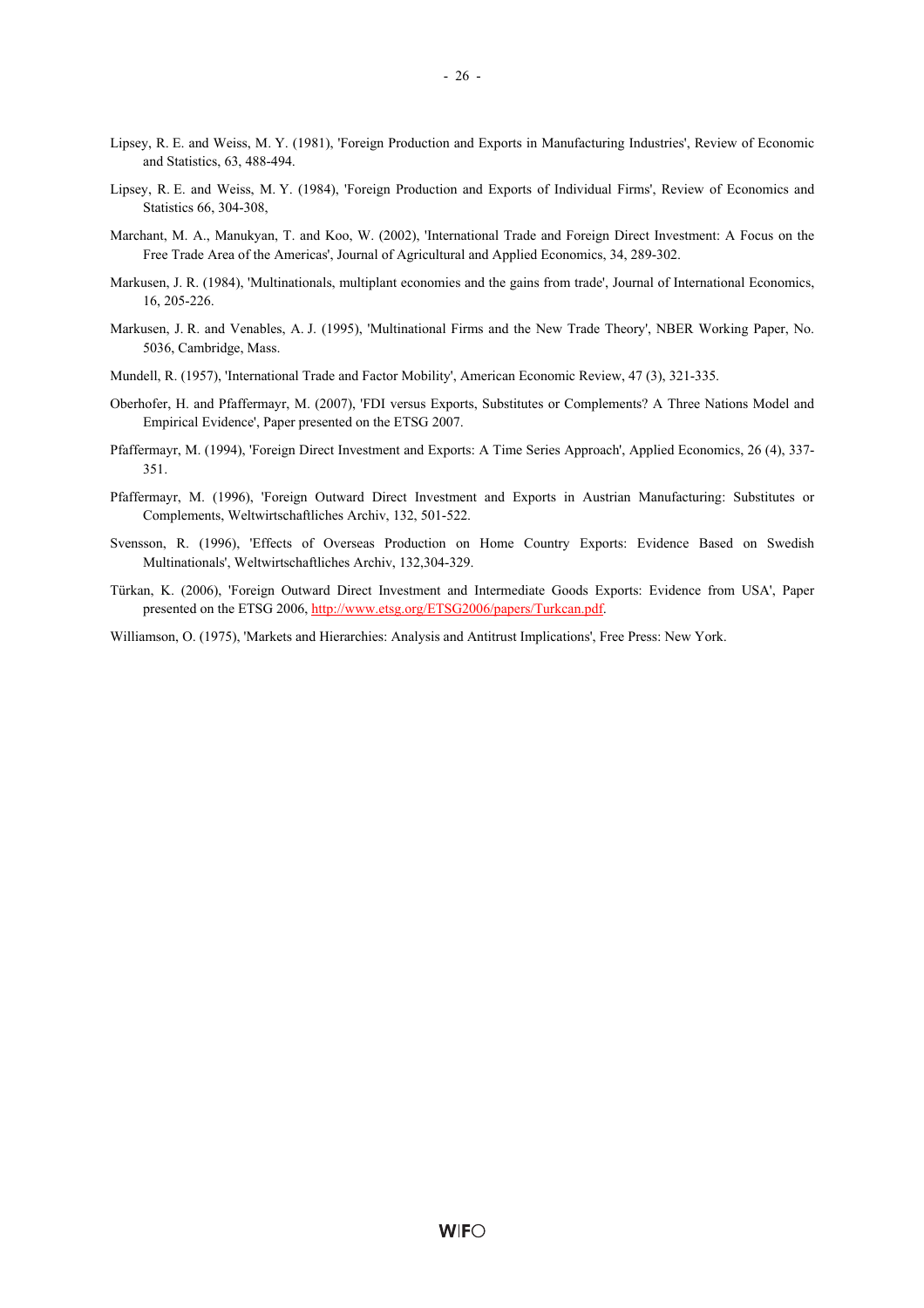Lipsey, R. E. and Weiss, M. Y. (1981), 'Foreign Production and Exports in Manufacturing Industries', Review of Economic and Statistics, 63, 488-494.

Lipsey, R. E. and Weiss, M. Y. (1984), 'Foreign Production and Exports of Individual Firms', Review of Economics and Statistics 66, 304-308,

Marchant, M. A., Manukyan, T. and Koo, W. (2002), 'International Trade and Foreign Direct Investment: A Focus on the Free Trade Area of the Americas', Journal of Agricultural and Applied Economics, 34, 289-302.

Markusen, J. R. (1984), 'Multinationals, multiplant economies and the gains from trade', Journal of International Economics, 16, 205-226.

Markusen, J. R. and Venables, A. J. (1995), 'Multinational Firms and the New Trade Theory', NBER Working Paper, No. 5036, Cambridge, Mass.

Mundell, R. (1957), 'International Trade and Factor Mobility', American Economic Review, 47 (3), 321-335.

Oberhofer, H. and Pfaffermayr, M. (2007), 'FDI versus Exports, Substitutes or Complements? A Three Nations Model and Empirical Evidence', Paper presented on the ETSG 2007.

Pfaffermayr, M. (1994), 'Foreign Direct Investment and Exports: A Time Series Approach', Applied Economics, 26 (4), 337-351.

Pfaffermayr, M. (1996), 'Foreign Outward Direct Investment and Exports in Austrian Manufacturing: Substitutes or Complements, Weltwirtschaftliches Archiv, 132, 501-522.

Svensson, R. (1996), 'Effects of Overseas Production on Home Country Exports: Evidence Based on Swedish Multinationals', Weltwirtschaftliches Archiv, 132,304-329.

Türkan, K. (2006), 'Foreign Outward Direct Investment and Intermediate Goods Exports: Evidence from USA', Paper presented on the ETSG 2006, http://www.etsg.org/ETSG2006/papers/Turkcan.pdf.

Williamson, O. (1975), 'Markets and Hierarchies: Analysis and Antitrust Implications', Free Press: New York.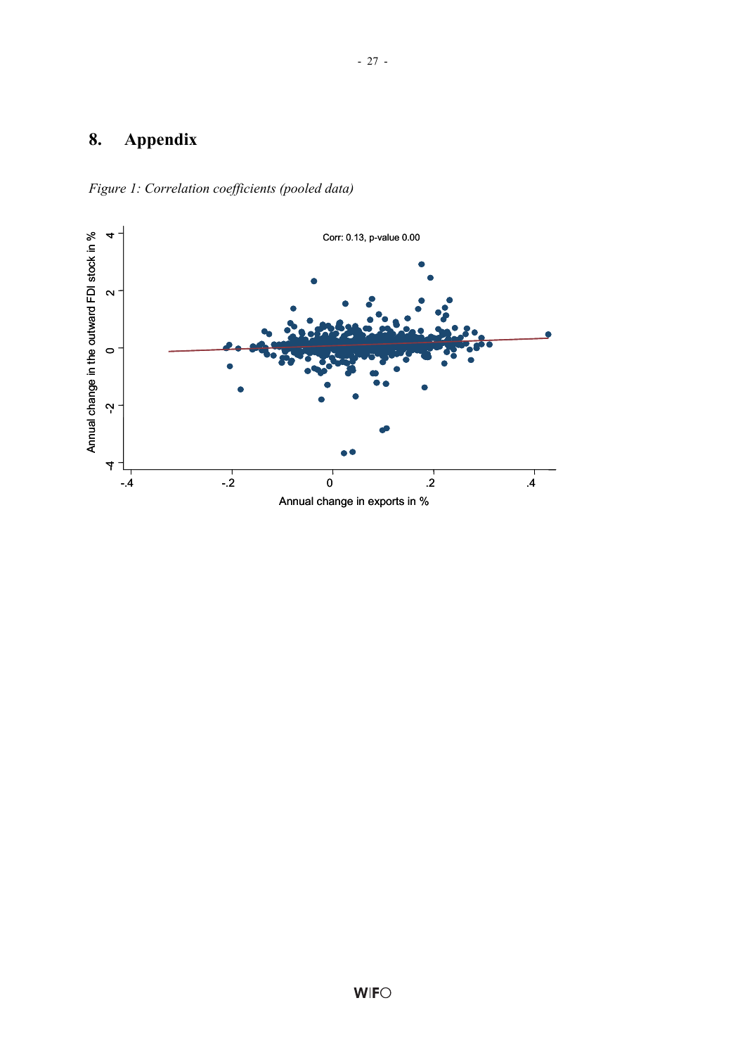# 8. Appendix

*Figure 1: Correlation coefficients (pooled data)*

Corr: 0.13, p-value 0.00

Annual change in the outward FDI stock in %

4
2
0
-2
-4

-.4
-.2
0
.2
.4

Annual change in exports in %